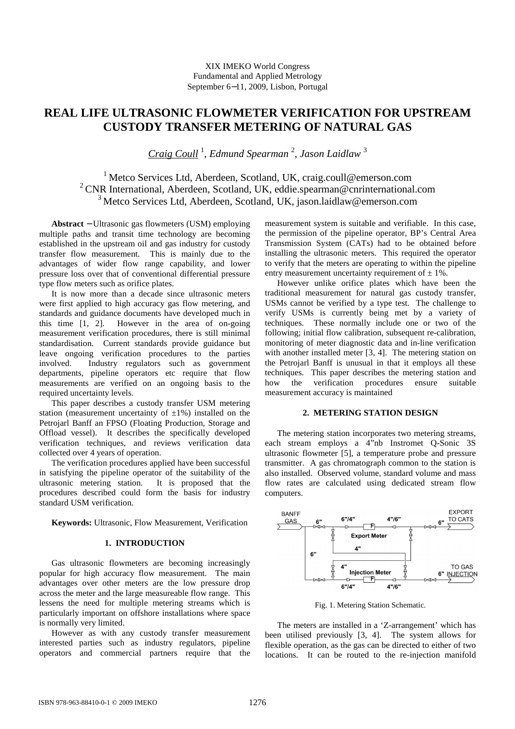XIX IMEKO World Congress
Fundamental and Applied Metrology
September 6−11, 2009, Lisbon, Portugal

# REAL LIFE ULTRASONIC FLOWMETER VERIFICATION FOR UPSTREAM CUSTODY TRANSFER METERING OF NATURAL GAS

*Craig Coull* [1], *Edmund Spearman* [2], *Jason Laidlaw* [3]

[1] Metco Services Ltd, Aberdeen, Scotland, UK, craig.coull@emerson.com
[2] CNR International, Aberdeen, Scotland, UK, eddie.spearman@cnrinternational.com
[3] Metco Services Ltd, Aberdeen, Scotland, UK, jason.laidlaw@emerson.com

**Abstract** − Ultrasonic gas flowmeters (USM) employing multiple paths and transit time technology are becoming established in the upstream oil and gas industry for custody transfer flow measurement. This is mainly due to the advantages of wider flow range capability, and lower pressure loss over that of conventional differential pressure type flow meters such as orifice plates.

It is now more than a decade since ultrasonic meters were first applied to high accuracy gas flow metering, and standards and guidance documents have developed much in this time [1, 2]. However in the area of on-going measurement verification procedures, there is still minimal standardisation. Current standards provide guidance but leave ongoing verification procedures to the parties involved. Industry regulators such as government departments, pipeline operators etc require that flow measurements are verified on an ongoing basis to the required uncertainty levels.

This paper describes a custody transfer USM metering station (measurement uncertainty of ±1%) installed on the Petrojarl Banff an FPSO (Floating Production, Storage and Offload vessel). It describes the specifically developed verification techniques, and reviews verification data collected over 4 years of operation.

The verification procedures applied have been successful in satisfying the pipeline operator of the suitability of the ultrasonic metering station. It is proposed that the procedures described could form the basis for industry standard USM verification.

**Keywords:** Ultrasonic, Flow Measurement, Verification

## 1. INTRODUCTION

Gas ultrasonic flowmeters are becoming increasingly popular for high accuracy flow measurement. The main advantages over other meters are the low pressure drop across the meter and the large measureable flow range. This lessens the need for multiple metering streams which is particularly important on offshore installations where space is normally very limited.

However as with any custody transfer measurement interested parties such as industry regulators, pipeline operators and commercial partners require that the measurement system is suitable and verifiable. In this case, the permission of the pipeline operator, BP's Central Area Transmission System (CATs) had to be obtained before installing the ultrasonic meters. This required the operator to verify that the meters are operating to within the pipeline entry measurement uncertainty requirement of ± 1%.

However unlike orifice plates which have been the traditional measurement for natural gas custody transfer, USMs cannot be verified by a type test. The challenge to verify USMs is currently being met by a variety of techniques. These normally include one or two of the following; initial flow calibration, subsequent re-calibration, monitoring of meter diagnostic data and in-line verification with another installed meter [3, 4]. The metering station on the Petrojarl Banff is unusual in that it employs all these techniques. This paper describes the metering station and how the verification procedures ensure suitable measurement accuracy is maintained

## 2. METERING STATION DESIGN

The metering station incorporates two metering streams, each stream employs a 4"nb Instromet Q-Sonic 3S ultrasonic flowmeter [5], a temperature probe and pressure transmitter. A gas chromatograph common to the station is also installed. Observed volume, standard volume and mass flow rates are calculated using dedicated stream flow computers.

Fig. 1. Metering Station Schematic.

The meters are installed in a 'Z-arrangement' which has been utilised previously [3, 4]. The system allows for flexible operation, as the gas can be directed to either of two locations. It can be routed to the re-injection manifold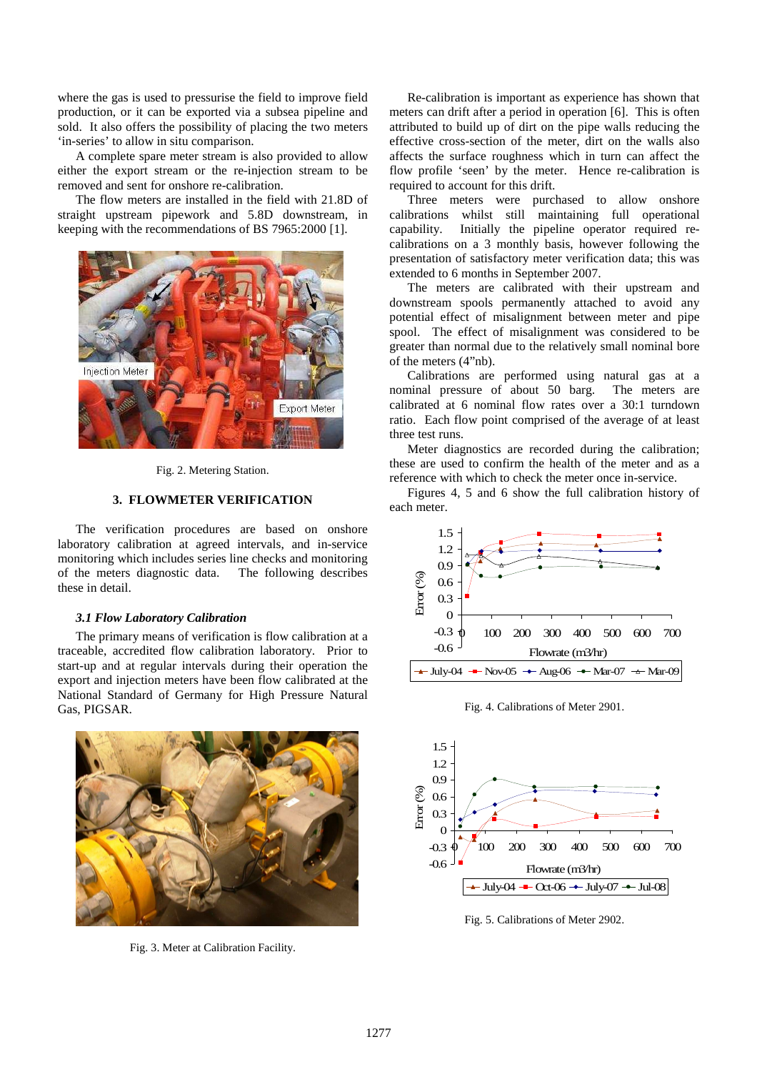where the gas is used to pressurise the field to improve field production, or it can be exported via a subsea pipeline and sold. It also offers the possibility of placing the two meters 'in-series' to allow in situ comparison.

A complete spare meter stream is also provided to allow either the export stream or the re-injection stream to be removed and sent for onshore re-calibration.

The flow meters are installed in the field with 21.8D of straight upstream pipework and 5.8D downstream, in keeping with the recommendations of BS 7965:2000 [1].

Fig. 2. Metering Station.

## 3. FLOWMETER VERIFICATION

The verification procedures are based on onshore laboratory calibration at agreed intervals, and in-service monitoring which includes series line checks and monitoring of the meters diagnostic data. The following describes these in detail.

### *3.1 Flow Laboratory Calibration*

The primary means of verification is flow calibration at a traceable, accredited flow calibration laboratory. Prior to start-up and at regular intervals during their operation the export and injection meters have been flow calibrated at the National Standard of Germany for High Pressure Natural Gas, PIGSAR.

Fig. 3. Meter at Calibration Facility.

Re-calibration is important as experience has shown that meters can drift after a period in operation [6]. This is often attributed to build up of dirt on the pipe walls reducing the effective cross-section of the meter, dirt on the walls also affects the surface roughness which in turn can affect the flow profile 'seen' by the meter. Hence re-calibration is required to account for this drift.

Three meters were purchased to allow onshore calibrations whilst still maintaining full operational capability. Initially the pipeline operator required re-calibrations on a 3 monthly basis, however following the presentation of satisfactory meter verification data; this was extended to 6 months in September 2007.

The meters are calibrated with their upstream and downstream spools permanently attached to avoid any potential effect of misalignment between meter and pipe spool. The effect of misalignment was considered to be greater than normal due to the relatively small nominal bore of the meters (4"nb).

Calibrations are performed using natural gas at a nominal pressure of about 50 barg. The meters are calibrated at 6 nominal flow rates over a 30:1 turndown ratio. Each flow point comprised of the average of at least three test runs.

Meter diagnostics are recorded during the calibration; these are used to confirm the health of the meter and as a reference with which to check the meter once in-service.

Figures 4, 5 and 6 show the full calibration history of each meter.

Fig. 4. Calibrations of Meter 2901.

Fig. 5. Calibrations of Meter 2902.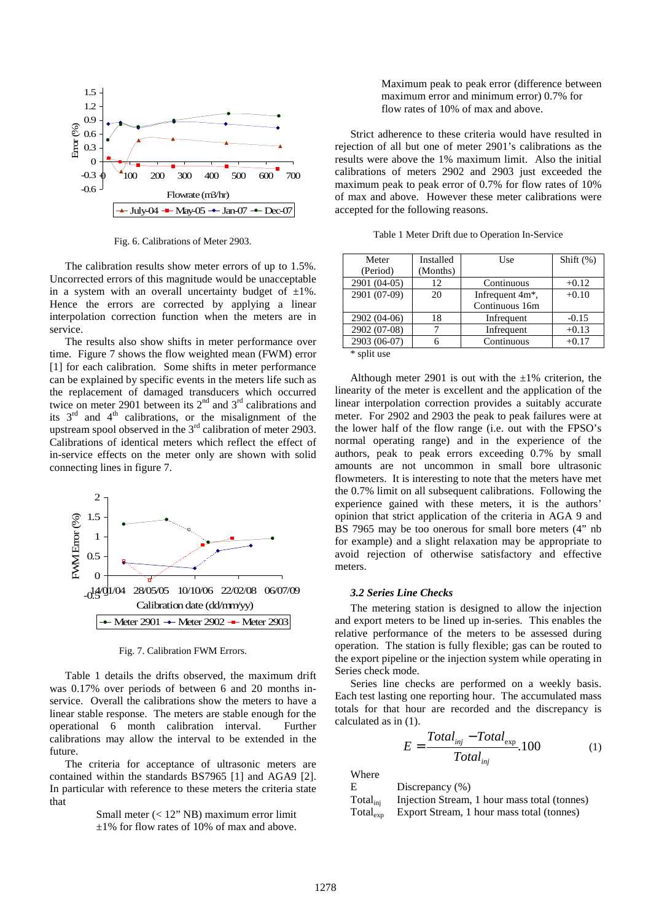Fig. 6. Calibrations of Meter 2903.

The calibration results show meter errors of up to 1.5%. Uncorrected errors of this magnitude would be unacceptable in a system with an overall uncertainty budget of ±1%. Hence the errors are corrected by applying a linear interpolation correction function when the meters are in service.

The results also show shifts in meter performance over time. Figure 7 shows the flow weighted mean (FWM) error [1] for each calibration. Some shifts in meter performance can be explained by specific events in the meters life such as the replacement of damaged transducers which occurred twice on meter 2901 between its 2nd and 3rd calibrations and its 3rd and 4th calibrations, or the misalignment of the upstream spool observed in the 3rd calibration of meter 2903. Calibrations of identical meters which reflect the effect of in-service effects on the meter only are shown with solid connecting lines in figure 7.

Fig. 7. Calibration FWM Errors.

Table 1 details the drifts observed, the maximum drift was 0.17% over periods of between 6 and 20 months in-service. Overall the calibrations show the meters to have a linear stable response. The meters are stable enough for the operational 6 month calibration interval. Further calibrations may allow the interval to be extended in the future.

The criteria for acceptance of ultrasonic meters are contained within the standards BS7965 [1] and AGA9 [2]. In particular with reference to these meters the criteria state that

> Small meter (< 12" NB) maximum error limit ±1% for flow rates of 10% of max and above.
>
> Maximum peak to peak error (difference between maximum error and minimum error) 0.7% for flow rates of 10% of max and above.

Strict adherence to these criteria would have resulted in rejection of all but one of meter 2901's calibrations as the results were above the 1% maximum limit. Also the initial calibrations of meters 2902 and 2903 just exceeded the maximum peak to peak error of 0.7% for flow rates of 10% of max and above. However these meter calibrations were accepted for the following reasons.

Table 1 Meter Drift due to Operation In-Service

| Meter (Period) | Installed (Months) | Use | Shift (%) |
|---|---|---|---|
| 2901 (04-05) | 12 | Continuous | +0.12 |
| 2901 (07-09) | 20 | Infrequent 4m*, Continuous 16m | +0.10 |
| 2902 (04-06) | 18 | Infrequent | -0.15 |
| 2902 (07-08) | 7 | Infrequent | +0.13 |
| 2903 (06-07) | 6 | Continuous | +0.17 |

\* split use

Although meter 2901 is out with the ±1% criterion, the linearity of the meter is excellent and the application of the linear interpolation correction provides a suitably accurate meter. For 2902 and 2903 the peak to peak failures were at the lower half of the flow range (i.e. out with the FPSO's normal operating range) and in the experience of the authors, peak to peak errors exceeding 0.7% by small amounts are not uncommon in small bore ultrasonic flowmeters. It is interesting to note that the meters have met the 0.7% limit on all subsequent calibrations. Following the experience gained with these meters, it is the authors' opinion that strict application of the criteria in AGA 9 and BS 7965 may be too onerous for small bore meters (4" nb for example) and a slight relaxation may be appropriate to avoid rejection of otherwise satisfactory and effective meters.

### *3.2 Series Line Checks*

The metering station is designed to allow the injection and export meters to be lined up in-series. This enables the relative performance of the meters to be assessed during operation. The station is fully flexible; gas can be routed to the export pipeline or the injection system while operating in Series check mode.

Series line checks are performed on a weekly basis. Each test lasting one reporting hour. The accumulated mass totals for that hour are recorded and the discrepancy is calculated as in (1).

$$E = \frac{Total_{inj} - Total_{exp}}{Total_{inj}}.100 \qquad (1)$$

Where

E Discrepancy (%)

$Total_{inj}$ Injection Stream, 1 hour mass total (tonnes)

$Total_{exp}$ Export Stream, 1 hour mass total (tonnes)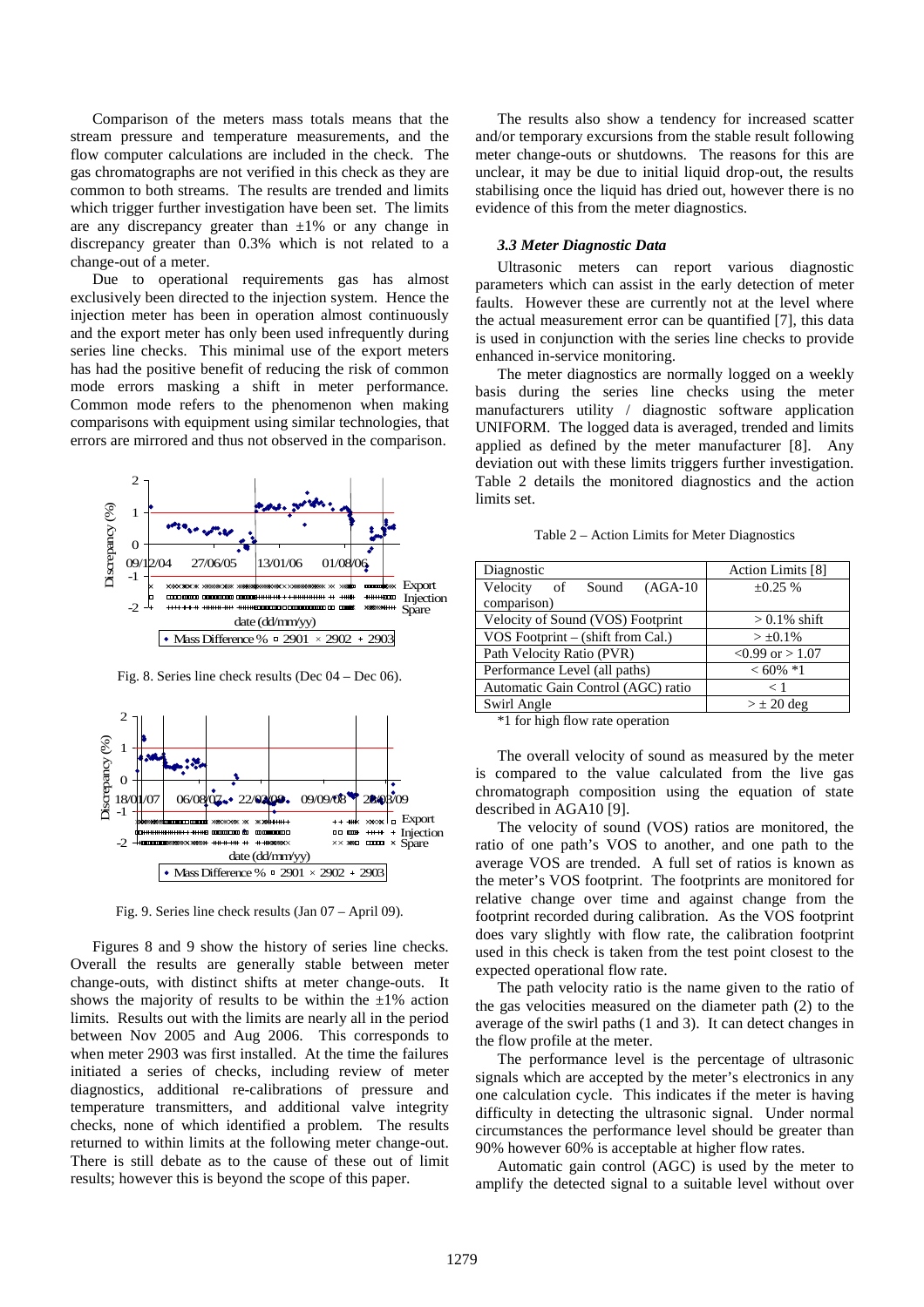Comparison of the meters mass totals means that the stream pressure and temperature measurements, and the flow computer calculations are included in the check. The gas chromatographs are not verified in this check as they are common to both streams. The results are trended and limits which trigger further investigation have been set. The limits are any discrepancy greater than ±1% or any change in discrepancy greater than 0.3% which is not related to a change-out of a meter.

Due to operational requirements gas has almost exclusively been directed to the injection system. Hence the injection meter has been in operation almost continuously and the export meter has only been used infrequently during series line checks. This minimal use of the export meters has had the positive benefit of reducing the risk of common mode errors masking a shift in meter performance. Common mode refers to the phenomenon when making comparisons with equipment using similar technologies, that errors are mirrored and thus not observed in the comparison.

Fig. 8. Series line check results (Dec 04 – Dec 06).

Fig. 9. Series line check results (Jan 07 – April 09).

Figures 8 and 9 show the history of series line checks. Overall the results are generally stable between meter change-outs, with distinct shifts at meter change-outs. It shows the majority of results to be within the ±1% action limits. Results out with the limits are nearly all in the period between Nov 2005 and Aug 2006. This corresponds to when meter 2903 was first installed. At the time the failures initiated a series of checks, including review of meter diagnostics, additional re-calibrations of pressure and temperature transmitters, and additional valve integrity checks, none of which identified a problem. The results returned to within limits at the following meter change-out. There is still debate as to the cause of these out of limit results; however this is beyond the scope of this paper.

The results also show a tendency for increased scatter and/or temporary excursions from the stable result following meter change-outs or shutdowns. The reasons for this are unclear, it may be due to initial liquid drop-out, the results stabilising once the liquid has dried out, however there is no evidence of this from the meter diagnostics.

### *3.3 Meter Diagnostic Data*

Ultrasonic meters can report various diagnostic parameters which can assist in the early detection of meter faults. However these are currently not at the level where the actual measurement error can be quantified [7], this data is used in conjunction with the series line checks to provide enhanced in-service monitoring.

The meter diagnostics are normally logged on a weekly basis during the series line checks using the meter manufacturers utility / diagnostic software application UNIFORM. The logged data is averaged, trended and limits applied as defined by the meter manufacturer [8]. Any deviation out with these limits triggers further investigation. Table 2 details the monitored diagnostics and the action limits set.

Table 2 – Action Limits for Meter Diagnostics

| Diagnostic | Action Limits [8] |
|---|---|
| Velocity of Sound (AGA-10 comparison) | ±0.25 % |
| Velocity of Sound (VOS) Footprint | > 0.1% shift |
| VOS Footprint – (shift from Cal.) | > ±0.1% |
| Path Velocity Ratio (PVR) | <0.99 or > 1.07 |
| Performance Level (all paths) | < 60% *1 |
| Automatic Gain Control (AGC) ratio | < 1 |
| Swirl Angle | > ± 20 deg |

*1 for high flow rate operation

The overall velocity of sound as measured by the meter is compared to the value calculated from the live gas chromatograph composition using the equation of state described in AGA10 [9].

The velocity of sound (VOS) ratios are monitored, the ratio of one path's VOS to another, and one path to the average VOS are trended. A full set of ratios is known as the meter's VOS footprint. The footprints are monitored for relative change over time and against change from the footprint recorded during calibration. As the VOS footprint does vary slightly with flow rate, the calibration footprint used in this check is taken from the test point closest to the expected operational flow rate.

The path velocity ratio is the name given to the ratio of the gas velocities measured on the diameter path (2) to the average of the swirl paths (1 and 3). It can detect changes in the flow profile at the meter.

The performance level is the percentage of ultrasonic signals which are accepted by the meter's electronics in any one calculation cycle. This indicates if the meter is having difficulty in detecting the ultrasonic signal. Under normal circumstances the performance level should be greater than 90% however 60% is acceptable at higher flow rates.

Automatic gain control (AGC) is used by the meter to amplify the detected signal to a suitable level without over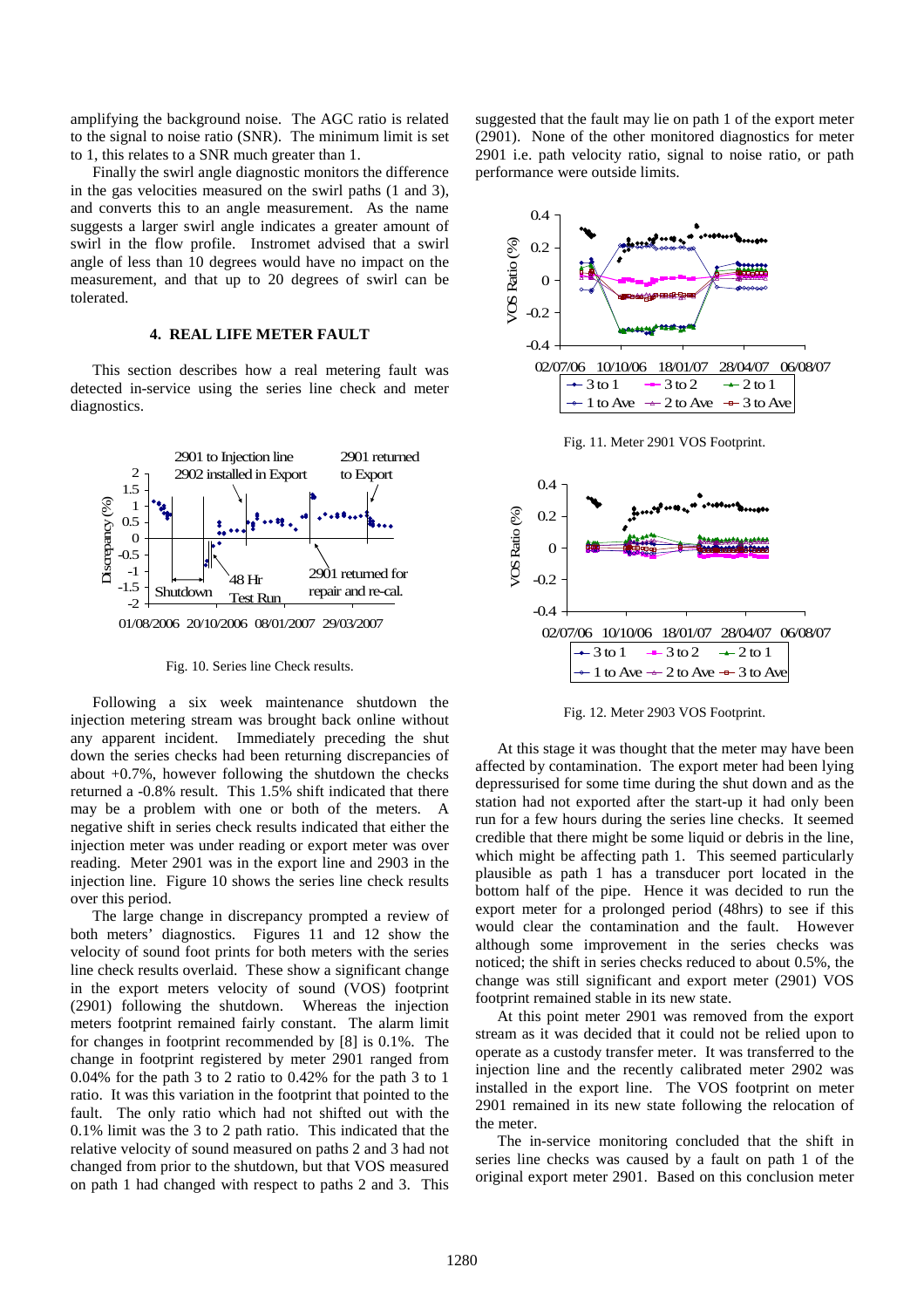amplifying the background noise. The AGC ratio is related to the signal to noise ratio (SNR). The minimum limit is set to 1, this relates to a SNR much greater than 1.

Finally the swirl angle diagnostic monitors the difference in the gas velocities measured on the swirl paths (1 and 3), and converts this to an angle measurement. As the name suggests a larger swirl angle indicates a greater amount of swirl in the flow profile. Instromet advised that a swirl angle of less than 10 degrees would have no impact on the measurement, and that up to 20 degrees of swirl can be tolerated.

### 4. REAL LIFE METER FAULT

This section describes how a real metering fault was detected in-service using the series line check and meter diagnostics.

Fig. 10. Series line Check results.

Following a six week maintenance shutdown the injection metering stream was brought back online without any apparent incident. Immediately preceding the shut down the series checks had been returning discrepancies of about +0.7%, however following the shutdown the checks returned a -0.8% result. This 1.5% shift indicated that there may be a problem with one or both of the meters. A negative shift in series check results indicated that either the injection meter was under reading or export meter was over reading. Meter 2901 was in the export line and 2903 in the injection line. Figure 10 shows the series line check results over this period.

The large change in discrepancy prompted a review of both meters' diagnostics. Figures 11 and 12 show the velocity of sound foot prints for both meters with the series line check results overlaid. These show a significant change in the export meters velocity of sound (VOS) footprint (2901) following the shutdown. Whereas the injection meters footprint remained fairly constant. The alarm limit for changes in footprint recommended by [8] is 0.1%. The change in footprint registered by meter 2901 ranged from 0.04% for the path 3 to 2 ratio to 0.42% for the path 3 to 1 ratio. It was this variation in the footprint that pointed to the fault. The only ratio which had not shifted out with the 0.1% limit was the 3 to 2 path ratio. This indicated that the relative velocity of sound measured on paths 2 and 3 had not changed from prior to the shutdown, but that VOS measured on path 1 had changed with respect to paths 2 and 3. This suggested that the fault may lie on path 1 of the export meter (2901). None of the other monitored diagnostics for meter 2901 i.e. path velocity ratio, signal to noise ratio, or path performance were outside limits.

Fig. 11. Meter 2901 VOS Footprint.

Fig. 12. Meter 2903 VOS Footprint.

At this stage it was thought that the meter may have been affected by contamination. The export meter had been lying depressurised for some time during the shut down and as the station had not exported after the start-up it had only been run for a few hours during the series line checks. It seemed credible that there might be some liquid or debris in the line, which might be affecting path 1. This seemed particularly plausible as path 1 has a transducer port located in the bottom half of the pipe. Hence it was decided to run the export meter for a prolonged period (48hrs) to see if this would clear the contamination and the fault. However although some improvement in the series checks was noticed; the shift in series checks reduced to about 0.5%, the change was still significant and export meter (2901) VOS footprint remained stable in its new state.

At this point meter 2901 was removed from the export stream as it was decided that it could not be relied upon to operate as a custody transfer meter. It was transferred to the injection line and the recently calibrated meter 2902 was installed in the export line. The VOS footprint on meter 2901 remained in its new state following the relocation of the meter.

The in-service monitoring concluded that the shift in series line checks was caused by a fault on path 1 of the original export meter 2901. Based on this conclusion meter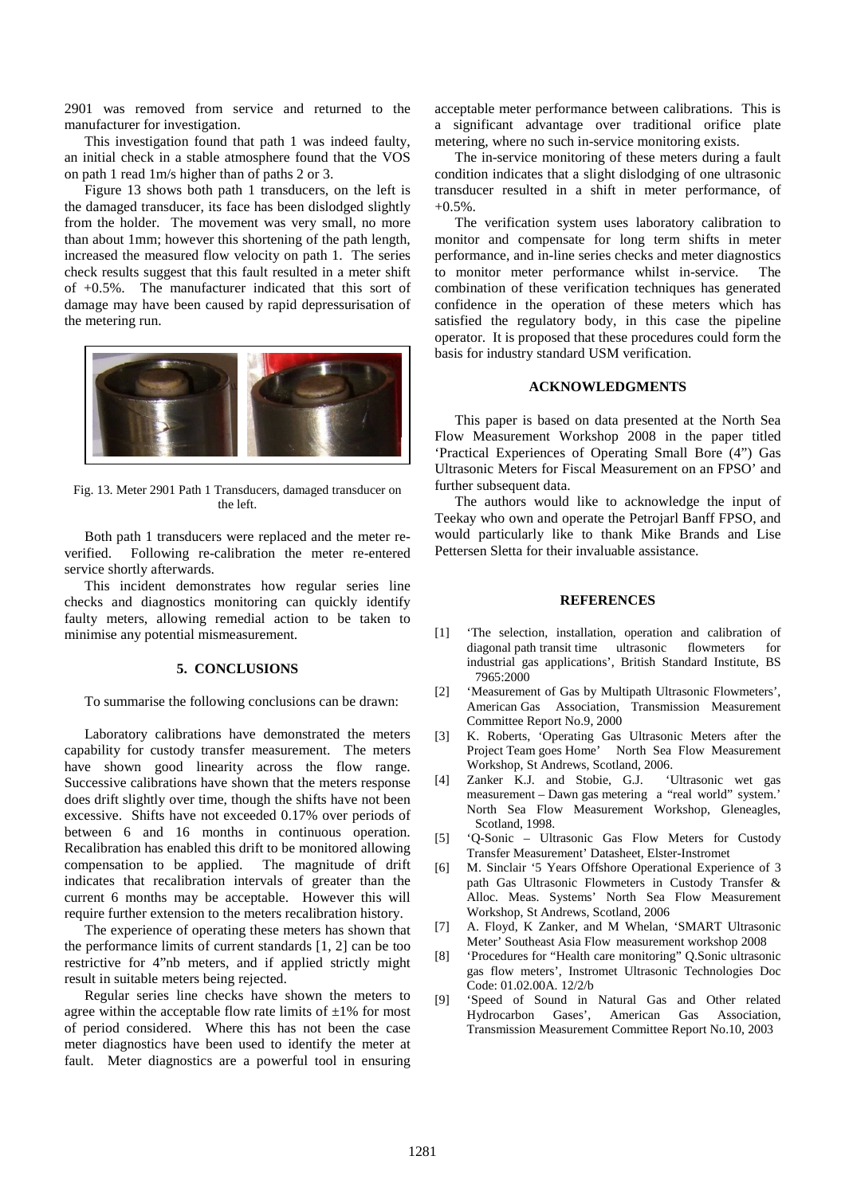2901 was removed from service and returned to the manufacturer for investigation.

This investigation found that path 1 was indeed faulty, an initial check in a stable atmosphere found that the VOS on path 1 read 1m/s higher than of paths 2 or 3.

Figure 13 shows both path 1 transducers, on the left is the damaged transducer, its face has been dislodged slightly from the holder. The movement was very small, no more than about 1mm; however this shortening of the path length, increased the measured flow velocity on path 1. The series check results suggest that this fault resulted in a meter shift of +0.5%. The manufacturer indicated that this sort of damage may have been caused by rapid depressurisation of the metering run.

Fig. 13. Meter 2901 Path 1 Transducers, damaged transducer on the left.

Both path 1 transducers were replaced and the meter re-verified. Following re-calibration the meter re-entered service shortly afterwards.

This incident demonstrates how regular series line checks and diagnostics monitoring can quickly identify faulty meters, allowing remedial action to be taken to minimise any potential mismeasurement.

## 5. CONCLUSIONS

To summarise the following conclusions can be drawn:

Laboratory calibrations have demonstrated the meters capability for custody transfer measurement. The meters have shown good linearity across the flow range. Successive calibrations have shown that the meters response does drift slightly over time, though the shifts have not been excessive. Shifts have not exceeded 0.17% over periods of between 6 and 16 months in continuous operation. Recalibration has enabled this drift to be monitored allowing compensation to be applied. The magnitude of drift indicates that recalibration intervals of greater than the current 6 months may be acceptable. However this will require further extension to the meters recalibration history.

The experience of operating these meters has shown that the performance limits of current standards [1, 2] can be too restrictive for 4"nb meters, and if applied strictly might result in suitable meters being rejected.

Regular series line checks have shown the meters to agree within the acceptable flow rate limits of ±1% for most of period considered. Where this has not been the case meter diagnostics have been used to identify the meter at fault. Meter diagnostics are a powerful tool in ensuring acceptable meter performance between calibrations. This is a significant advantage over traditional orifice plate metering, where no such in-service monitoring exists.

The in-service monitoring of these meters during a fault condition indicates that a slight dislodging of one ultrasonic transducer resulted in a shift in meter performance, of +0.5%.

The verification system uses laboratory calibration to monitor and compensate for long term shifts in meter performance, and in-line series checks and meter diagnostics to monitor meter performance whilst in-service. The combination of these verification techniques has generated confidence in the operation of these meters which has satisfied the regulatory body, in this case the pipeline operator. It is proposed that these procedures could form the basis for industry standard USM verification.

## ACKNOWLEDGMENTS

This paper is based on data presented at the North Sea Flow Measurement Workshop 2008 in the paper titled 'Practical Experiences of Operating Small Bore (4") Gas Ultrasonic Meters for Fiscal Measurement on an FPSO' and further subsequent data.

The authors would like to acknowledge the input of Teekay who own and operate the Petrojarl Banff FPSO, and would particularly like to thank Mike Brands and Lise Pettersen Sletta for their invaluable assistance.

## REFERENCES

[1] 'The selection, installation, operation and calibration of diagonal path transit time ultrasonic flowmeters for industrial gas applications', British Standard Institute, BS 7965:2000

[2] 'Measurement of Gas by Multipath Ultrasonic Flowmeters', American Gas Association, Transmission Measurement Committee Report No.9, 2000

[3] K. Roberts, 'Operating Gas Ultrasonic Meters after the Project Team goes Home' North Sea Flow Measurement Workshop, St Andrews, Scotland, 2006.

[4] Zanker K.J. and Stobie, G.J. 'Ultrasonic wet gas measurement – Dawn gas metering a "real world" system.' North Sea Flow Measurement Workshop, Gleneagles, Scotland, 1998.

[5] 'Q-Sonic – Ultrasonic Gas Flow Meters for Custody Transfer Measurement' Datasheet, Elster-Instromet

[6] M. Sinclair '5 Years Offshore Operational Experience of 3 path Gas Ultrasonic Flowmeters in Custody Transfer & Alloc. Meas. Systems' North Sea Flow Measurement Workshop, St Andrews, Scotland, 2006

[7] A. Floyd, K Zanker, and M Whelan, 'SMART Ultrasonic Meter' Southeast Asia Flow measurement workshop 2008

[8] 'Procedures for "Health care monitoring" Q.Sonic ultrasonic gas flow meters', Instromet Ultrasonic Technologies Doc Code: 01.02.00A. 12/2/b

[9] 'Speed of Sound in Natural Gas and Other related Hydrocarbon Gases', American Gas Association, Transmission Measurement Committee Report No.10, 2003